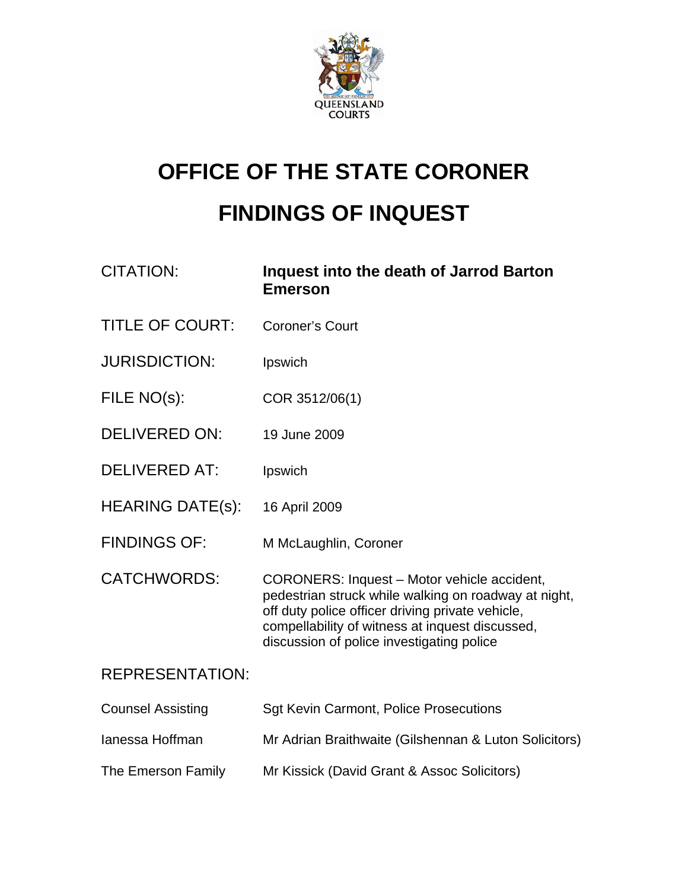QUEENSLAND COURTS

# OFFICE OF THE STATE CORONER

# FINDINGS OF INQUEST

| | |
|---|---|
| CITATION: | **Inquest into the death of Jarrod Barton Emerson** |
| TITLE OF COURT: | Coroner's Court |
| JURISDICTION: | Ipswich |
| FILE NO(s): | COR 3512/06(1) |
| DELIVERED ON: | 19 June 2009 |
| DELIVERED AT: | Ipswich |
| HEARING DATE(s): | 16 April 2009 |
| FINDINGS OF: | M McLaughlin, Coroner |
| CATCHWORDS: | CORONERS: Inquest – Motor vehicle accident, pedestrian struck while walking on roadway at night, off duty police officer driving private vehicle, compellability of witness at inquest discussed, discussion of police investigating police |

REPRESENTATION:

| | |
|---|---|
| Counsel Assisting | Sgt Kevin Carmont, Police Prosecutions |
| Ianessa Hoffman | Mr Adrian Braithwaite (Gilshennan & Luton Solicitors) |
| The Emerson Family | Mr Kissick (David Grant & Assoc Solicitors) |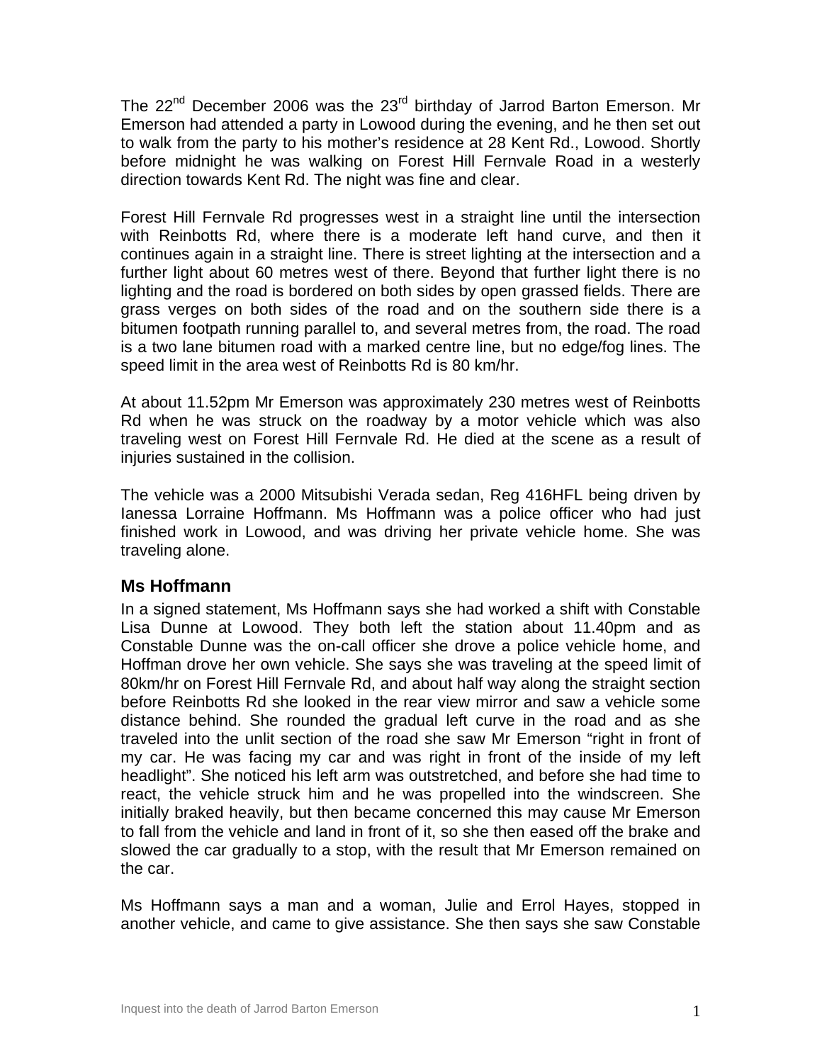The 22nd December 2006 was the 23rd birthday of Jarrod Barton Emerson. Mr Emerson had attended a party in Lowood during the evening, and he then set out to walk from the party to his mother's residence at 28 Kent Rd., Lowood. Shortly before midnight he was walking on Forest Hill Fernvale Road in a westerly direction towards Kent Rd. The night was fine and clear.

Forest Hill Fernvale Rd progresses west in a straight line until the intersection with Reinbotts Rd, where there is a moderate left hand curve, and then it continues again in a straight line. There is street lighting at the intersection and a further light about 60 metres west of there. Beyond that further light there is no lighting and the road is bordered on both sides by open grassed fields. There are grass verges on both sides of the road and on the southern side there is a bitumen footpath running parallel to, and several metres from, the road. The road is a two lane bitumen road with a marked centre line, but no edge/fog lines. The speed limit in the area west of Reinbotts Rd is 80 km/hr.

At about 11.52pm Mr Emerson was approximately 230 metres west of Reinbotts Rd when he was struck on the roadway by a motor vehicle which was also traveling west on Forest Hill Fernvale Rd. He died at the scene as a result of injuries sustained in the collision.

The vehicle was a 2000 Mitsubishi Verada sedan, Reg 416HFL being driven by Ianessa Lorraine Hoffmann. Ms Hoffmann was a police officer who had just finished work in Lowood, and was driving her private vehicle home. She was traveling alone.

## Ms Hoffmann

In a signed statement, Ms Hoffmann says she had worked a shift with Constable Lisa Dunne at Lowood. They both left the station about 11.40pm and as Constable Dunne was the on-call officer she drove a police vehicle home, and Hoffman drove her own vehicle. She says she was traveling at the speed limit of 80km/hr on Forest Hill Fernvale Rd, and about half way along the straight section before Reinbotts Rd she looked in the rear view mirror and saw a vehicle some distance behind. She rounded the gradual left curve in the road and as she traveled into the unlit section of the road she saw Mr Emerson "right in front of my car. He was facing my car and was right in front of the inside of my left headlight". She noticed his left arm was outstretched, and before she had time to react, the vehicle struck him and he was propelled into the windscreen. She initially braked heavily, but then became concerned this may cause Mr Emerson to fall from the vehicle and land in front of it, so she then eased off the brake and slowed the car gradually to a stop, with the result that Mr Emerson remained on the car.

Ms Hoffmann says a man and a woman, Julie and Errol Hayes, stopped in another vehicle, and came to give assistance. She then says she saw Constable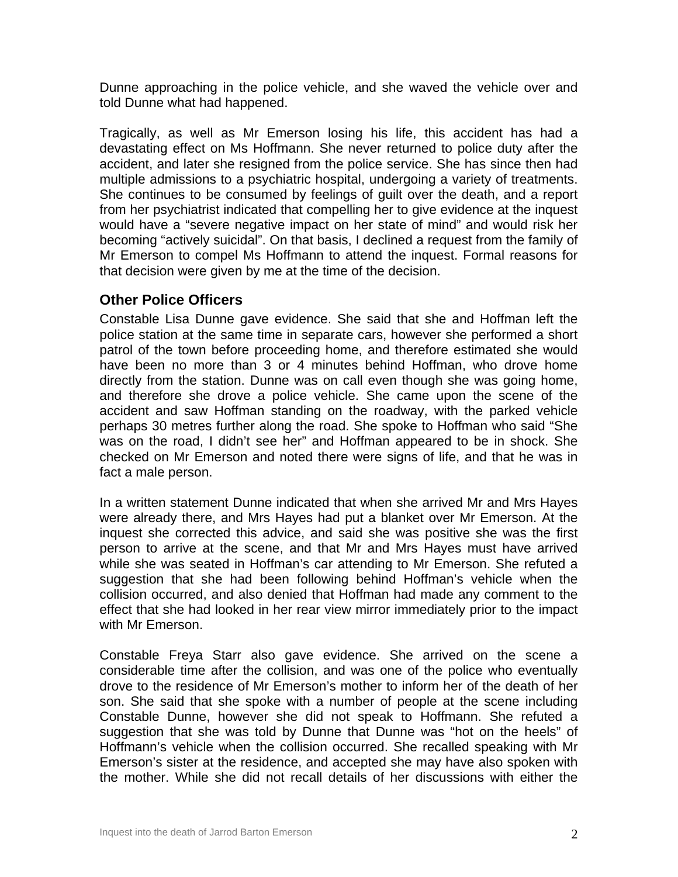Dunne approaching in the police vehicle, and she waved the vehicle over and told Dunne what had happened.

Tragically, as well as Mr Emerson losing his life, this accident has had a devastating effect on Ms Hoffmann. She never returned to police duty after the accident, and later she resigned from the police service. She has since then had multiple admissions to a psychiatric hospital, undergoing a variety of treatments. She continues to be consumed by feelings of guilt over the death, and a report from her psychiatrist indicated that compelling her to give evidence at the inquest would have a "severe negative impact on her state of mind" and would risk her becoming "actively suicidal". On that basis, I declined a request from the family of Mr Emerson to compel Ms Hoffmann to attend the inquest. Formal reasons for that decision were given by me at the time of the decision.

## Other Police Officers

Constable Lisa Dunne gave evidence. She said that she and Hoffman left the police station at the same time in separate cars, however she performed a short patrol of the town before proceeding home, and therefore estimated she would have been no more than 3 or 4 minutes behind Hoffman, who drove home directly from the station. Dunne was on call even though she was going home, and therefore she drove a police vehicle. She came upon the scene of the accident and saw Hoffman standing on the roadway, with the parked vehicle perhaps 30 metres further along the road. She spoke to Hoffman who said "She was on the road, I didn't see her" and Hoffman appeared to be in shock. She checked on Mr Emerson and noted there were signs of life, and that he was in fact a male person.

In a written statement Dunne indicated that when she arrived Mr and Mrs Hayes were already there, and Mrs Hayes had put a blanket over Mr Emerson. At the inquest she corrected this advice, and said she was positive she was the first person to arrive at the scene, and that Mr and Mrs Hayes must have arrived while she was seated in Hoffman's car attending to Mr Emerson. She refuted a suggestion that she had been following behind Hoffman's vehicle when the collision occurred, and also denied that Hoffman had made any comment to the effect that she had looked in her rear view mirror immediately prior to the impact with Mr Emerson.

Constable Freya Starr also gave evidence. She arrived on the scene a considerable time after the collision, and was one of the police who eventually drove to the residence of Mr Emerson's mother to inform her of the death of her son. She said that she spoke with a number of people at the scene including Constable Dunne, however she did not speak to Hoffmann. She refuted a suggestion that she was told by Dunne that Dunne was "hot on the heels" of Hoffmann's vehicle when the collision occurred. She recalled speaking with Mr Emerson's sister at the residence, and accepted she may have also spoken with the mother. While she did not recall details of her discussions with either the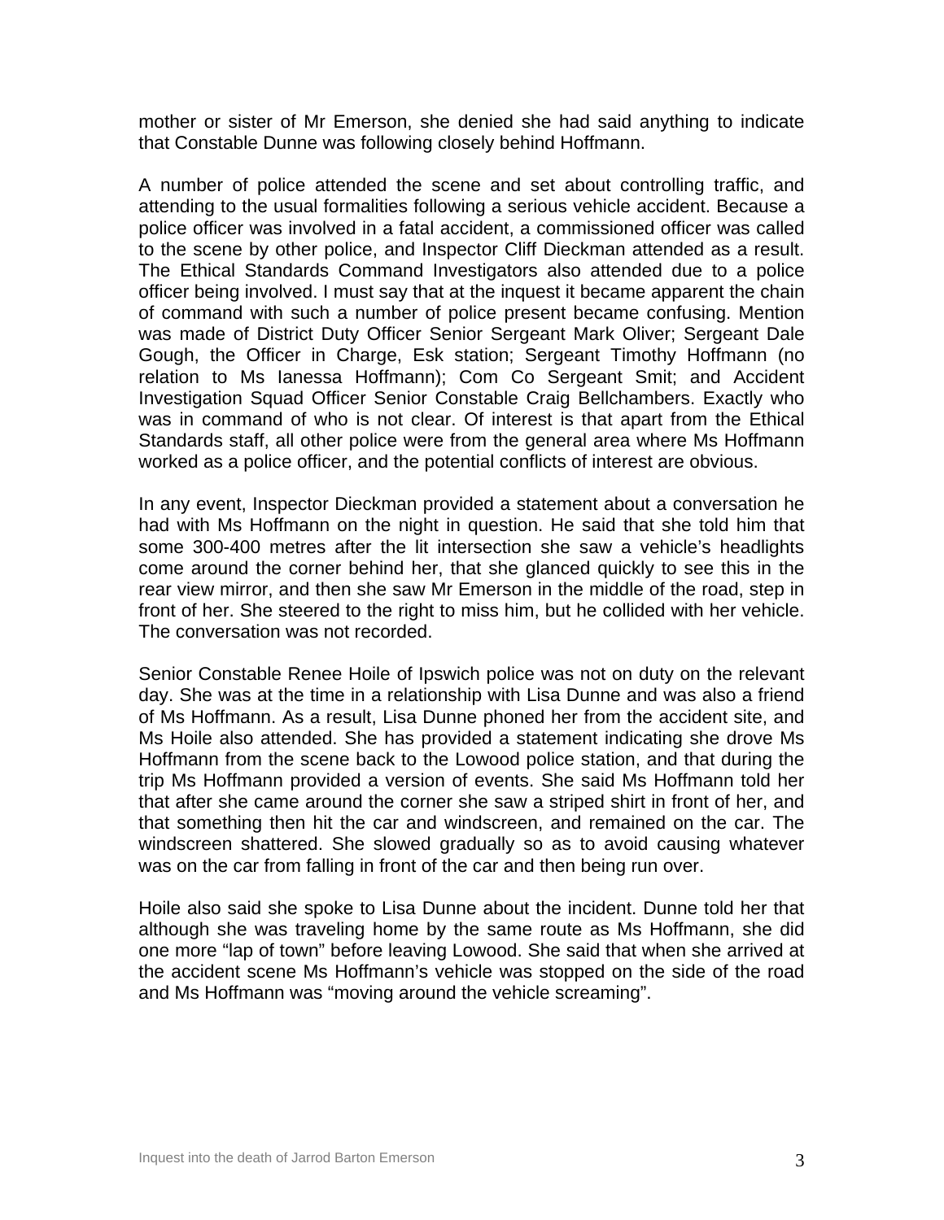mother or sister of Mr Emerson, she denied she had said anything to indicate that Constable Dunne was following closely behind Hoffmann.

A number of police attended the scene and set about controlling traffic, and attending to the usual formalities following a serious vehicle accident. Because a police officer was involved in a fatal accident, a commissioned officer was called to the scene by other police, and Inspector Cliff Dieckman attended as a result. The Ethical Standards Command Investigators also attended due to a police officer being involved. I must say that at the inquest it became apparent the chain of command with such a number of police present became confusing. Mention was made of District Duty Officer Senior Sergeant Mark Oliver; Sergeant Dale Gough, the Officer in Charge, Esk station; Sergeant Timothy Hoffmann (no relation to Ms Ianessa Hoffmann); Com Co Sergeant Smit; and Accident Investigation Squad Officer Senior Constable Craig Bellchambers. Exactly who was in command of who is not clear. Of interest is that apart from the Ethical Standards staff, all other police were from the general area where Ms Hoffmann worked as a police officer, and the potential conflicts of interest are obvious.

In any event, Inspector Dieckman provided a statement about a conversation he had with Ms Hoffmann on the night in question. He said that she told him that some 300-400 metres after the lit intersection she saw a vehicle's headlights come around the corner behind her, that she glanced quickly to see this in the rear view mirror, and then she saw Mr Emerson in the middle of the road, step in front of her. She steered to the right to miss him, but he collided with her vehicle. The conversation was not recorded.

Senior Constable Renee Hoile of Ipswich police was not on duty on the relevant day. She was at the time in a relationship with Lisa Dunne and was also a friend of Ms Hoffmann. As a result, Lisa Dunne phoned her from the accident site, and Ms Hoile also attended. She has provided a statement indicating she drove Ms Hoffmann from the scene back to the Lowood police station, and that during the trip Ms Hoffmann provided a version of events. She said Ms Hoffmann told her that after she came around the corner she saw a striped shirt in front of her, and that something then hit the car and windscreen, and remained on the car. The windscreen shattered. She slowed gradually so as to avoid causing whatever was on the car from falling in front of the car and then being run over.

Hoile also said she spoke to Lisa Dunne about the incident. Dunne told her that although she was traveling home by the same route as Ms Hoffmann, she did one more "lap of town" before leaving Lowood. She said that when she arrived at the accident scene Ms Hoffmann's vehicle was stopped on the side of the road and Ms Hoffmann was "moving around the vehicle screaming".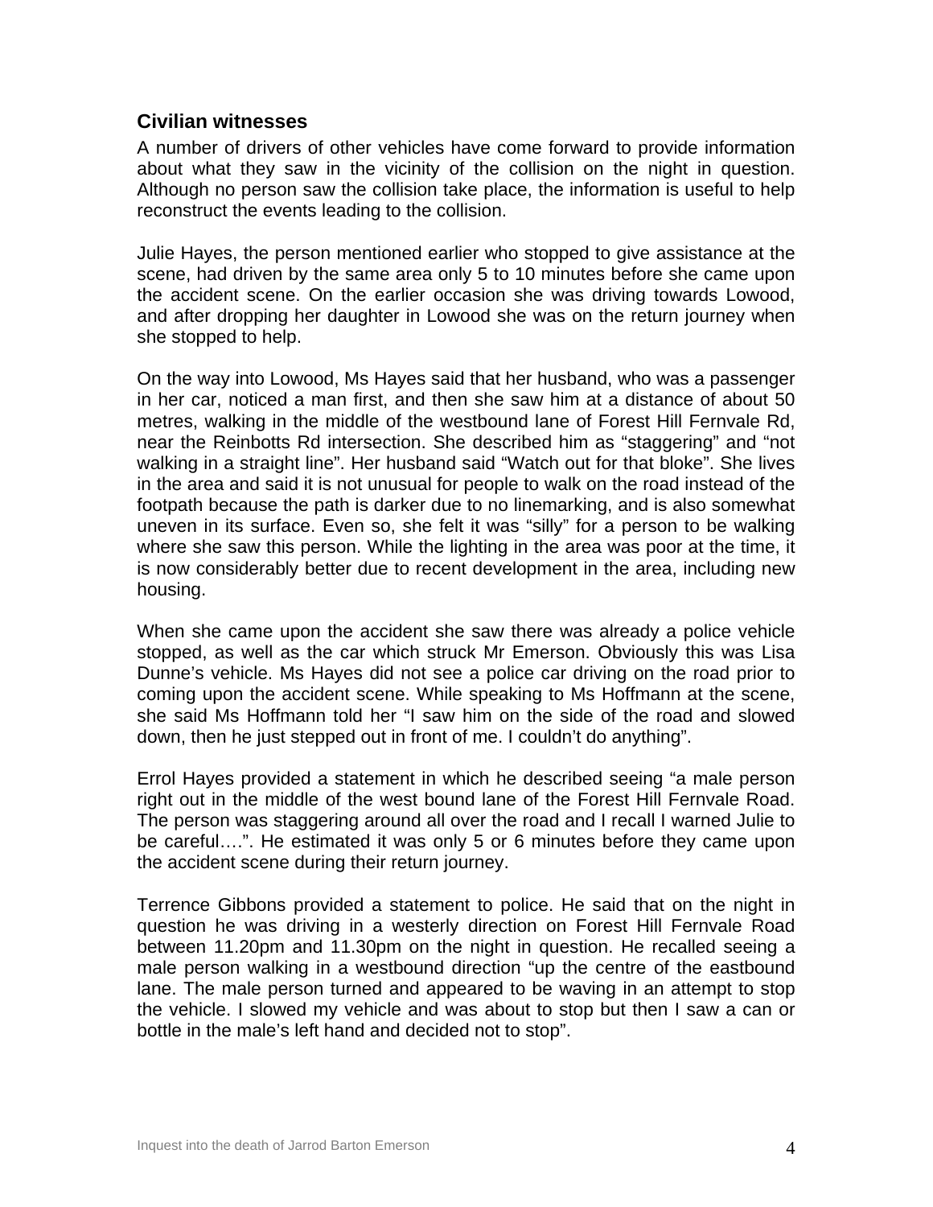### Civilian witnesses

A number of drivers of other vehicles have come forward to provide information about what they saw in the vicinity of the collision on the night in question. Although no person saw the collision take place, the information is useful to help reconstruct the events leading to the collision.

Julie Hayes, the person mentioned earlier who stopped to give assistance at the scene, had driven by the same area only 5 to 10 minutes before she came upon the accident scene. On the earlier occasion she was driving towards Lowood, and after dropping her daughter in Lowood she was on the return journey when she stopped to help.

On the way into Lowood, Ms Hayes said that her husband, who was a passenger in her car, noticed a man first, and then she saw him at a distance of about 50 metres, walking in the middle of the westbound lane of Forest Hill Fernvale Rd, near the Reinbotts Rd intersection. She described him as "staggering" and "not walking in a straight line". Her husband said "Watch out for that bloke". She lives in the area and said it is not unusual for people to walk on the road instead of the footpath because the path is darker due to no linemarking, and is also somewhat uneven in its surface. Even so, she felt it was "silly" for a person to be walking where she saw this person. While the lighting in the area was poor at the time, it is now considerably better due to recent development in the area, including new housing.

When she came upon the accident she saw there was already a police vehicle stopped, as well as the car which struck Mr Emerson. Obviously this was Lisa Dunne's vehicle. Ms Hayes did not see a police car driving on the road prior to coming upon the accident scene. While speaking to Ms Hoffmann at the scene, she said Ms Hoffmann told her "I saw him on the side of the road and slowed down, then he just stepped out in front of me. I couldn't do anything".

Errol Hayes provided a statement in which he described seeing "a male person right out in the middle of the west bound lane of the Forest Hill Fernvale Road. The person was staggering around all over the road and I recall I warned Julie to be careful….". He estimated it was only 5 or 6 minutes before they came upon the accident scene during their return journey.

Terrence Gibbons provided a statement to police. He said that on the night in question he was driving in a westerly direction on Forest Hill Fernvale Road between 11.20pm and 11.30pm on the night in question. He recalled seeing a male person walking in a westbound direction "up the centre of the eastbound lane. The male person turned and appeared to be waving in an attempt to stop the vehicle. I slowed my vehicle and was about to stop but then I saw a can or bottle in the male's left hand and decided not to stop".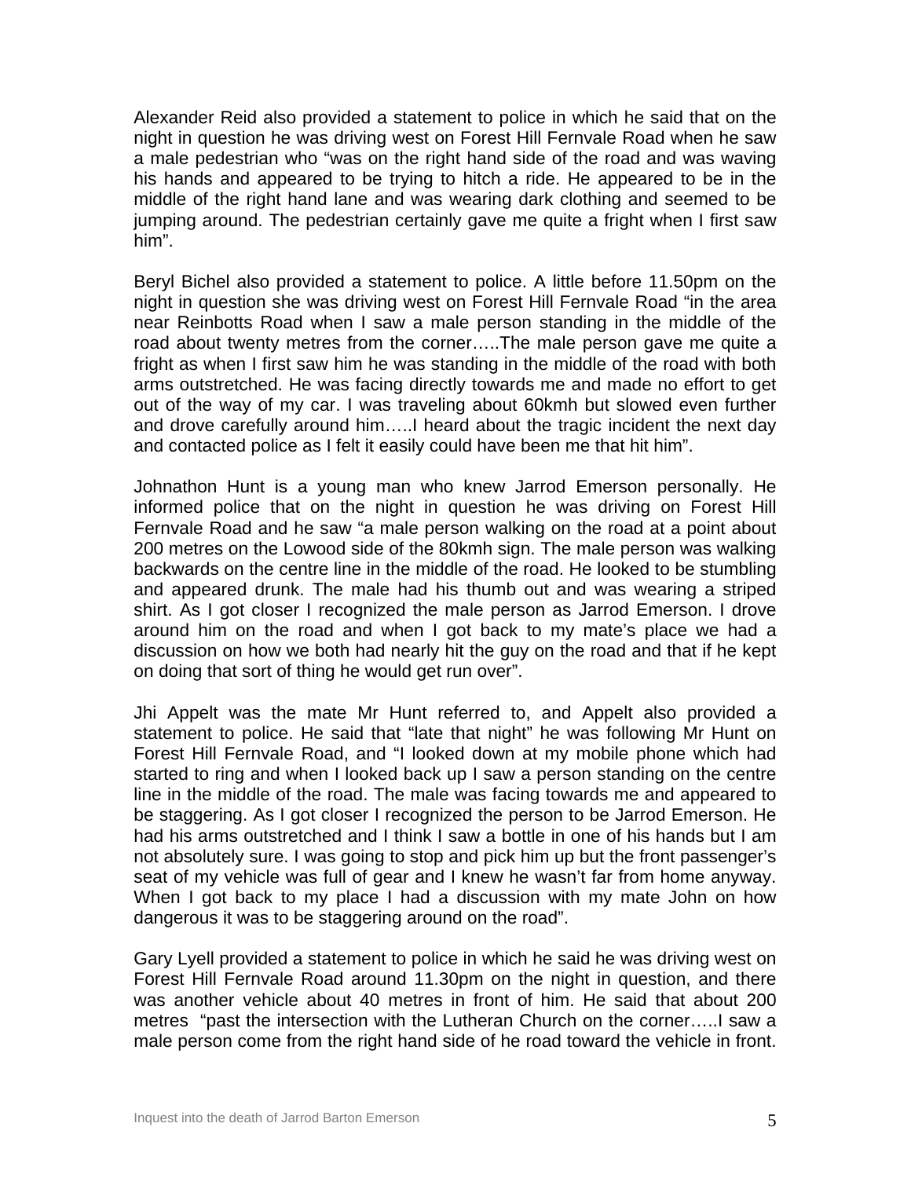Alexander Reid also provided a statement to police in which he said that on the night in question he was driving west on Forest Hill Fernvale Road when he saw a male pedestrian who "was on the right hand side of the road and was waving his hands and appeared to be trying to hitch a ride. He appeared to be in the middle of the right hand lane and was wearing dark clothing and seemed to be jumping around. The pedestrian certainly gave me quite a fright when I first saw him".

Beryl Bichel also provided a statement to police. A little before 11.50pm on the night in question she was driving west on Forest Hill Fernvale Road "in the area near Reinbotts Road when I saw a male person standing in the middle of the road about twenty metres from the corner…..The male person gave me quite a fright as when I first saw him he was standing in the middle of the road with both arms outstretched. He was facing directly towards me and made no effort to get out of the way of my car. I was traveling about 60kmh but slowed even further and drove carefully around him…..I heard about the tragic incident the next day and contacted police as I felt it easily could have been me that hit him".

Johnathon Hunt is a young man who knew Jarrod Emerson personally. He informed police that on the night in question he was driving on Forest Hill Fernvale Road and he saw "a male person walking on the road at a point about 200 metres on the Lowood side of the 80kmh sign. The male person was walking backwards on the centre line in the middle of the road. He looked to be stumbling and appeared drunk. The male had his thumb out and was wearing a striped shirt. As I got closer I recognized the male person as Jarrod Emerson. I drove around him on the road and when I got back to my mate's place we had a discussion on how we both had nearly hit the guy on the road and that if he kept on doing that sort of thing he would get run over".

Jhi Appelt was the mate Mr Hunt referred to, and Appelt also provided a statement to police. He said that "late that night" he was following Mr Hunt on Forest Hill Fernvale Road, and "I looked down at my mobile phone which had started to ring and when I looked back up I saw a person standing on the centre line in the middle of the road. The male was facing towards me and appeared to be staggering. As I got closer I recognized the person to be Jarrod Emerson. He had his arms outstretched and I think I saw a bottle in one of his hands but I am not absolutely sure. I was going to stop and pick him up but the front passenger's seat of my vehicle was full of gear and I knew he wasn't far from home anyway. When I got back to my place I had a discussion with my mate John on how dangerous it was to be staggering around on the road".

Gary Lyell provided a statement to police in which he said he was driving west on Forest Hill Fernvale Road around 11.30pm on the night in question, and there was another vehicle about 40 metres in front of him. He said that about 200 metres "past the intersection with the Lutheran Church on the corner…..I saw a male person come from the right hand side of he road toward the vehicle in front.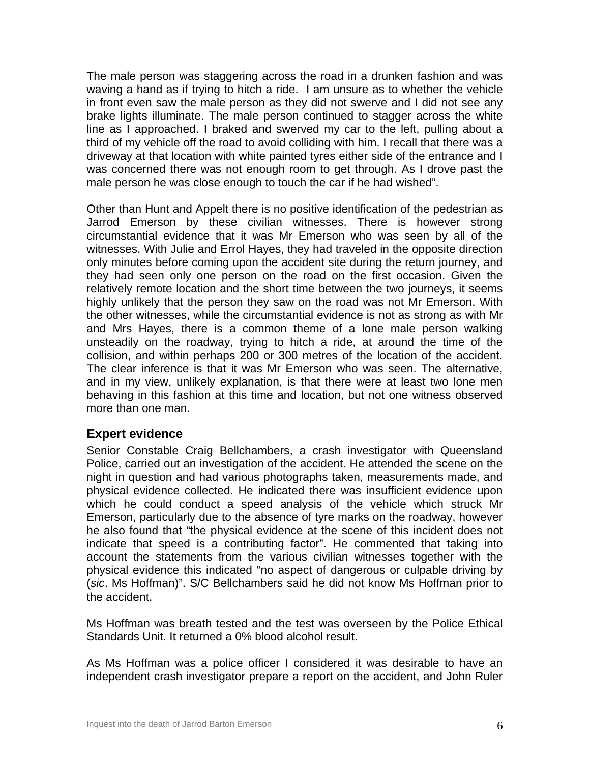The male person was staggering across the road in a drunken fashion and was waving a hand as if trying to hitch a ride. I am unsure as to whether the vehicle in front even saw the male person as they did not swerve and I did not see any brake lights illuminate. The male person continued to stagger across the white line as I approached. I braked and swerved my car to the left, pulling about a third of my vehicle off the road to avoid colliding with him. I recall that there was a driveway at that location with white painted tyres either side of the entrance and I was concerned there was not enough room to get through. As I drove past the male person he was close enough to touch the car if he had wished".

Other than Hunt and Appelt there is no positive identification of the pedestrian as Jarrod Emerson by these civilian witnesses. There is however strong circumstantial evidence that it was Mr Emerson who was seen by all of the witnesses. With Julie and Errol Hayes, they had traveled in the opposite direction only minutes before coming upon the accident site during the return journey, and they had seen only one person on the road on the first occasion. Given the relatively remote location and the short time between the two journeys, it seems highly unlikely that the person they saw on the road was not Mr Emerson. With the other witnesses, while the circumstantial evidence is not as strong as with Mr and Mrs Hayes, there is a common theme of a lone male person walking unsteadily on the roadway, trying to hitch a ride, at around the time of the collision, and within perhaps 200 or 300 metres of the location of the accident. The clear inference is that it was Mr Emerson who was seen. The alternative, and in my view, unlikely explanation, is that there were at least two lone men behaving in this fashion at this time and location, but not one witness observed more than one man.

## Expert evidence

Senior Constable Craig Bellchambers, a crash investigator with Queensland Police, carried out an investigation of the accident. He attended the scene on the night in question and had various photographs taken, measurements made, and physical evidence collected. He indicated there was insufficient evidence upon which he could conduct a speed analysis of the vehicle which struck Mr Emerson, particularly due to the absence of tyre marks on the roadway, however he also found that "the physical evidence at the scene of this incident does not indicate that speed is a contributing factor". He commented that taking into account the statements from the various civilian witnesses together with the physical evidence this indicated "no aspect of dangerous or culpable driving by (*sic*. Ms Hoffman)". S/C Bellchambers said he did not know Ms Hoffman prior to the accident.

Ms Hoffman was breath tested and the test was overseen by the Police Ethical Standards Unit. It returned a 0% blood alcohol result.

As Ms Hoffman was a police officer I considered it was desirable to have an independent crash investigator prepare a report on the accident, and John Ruler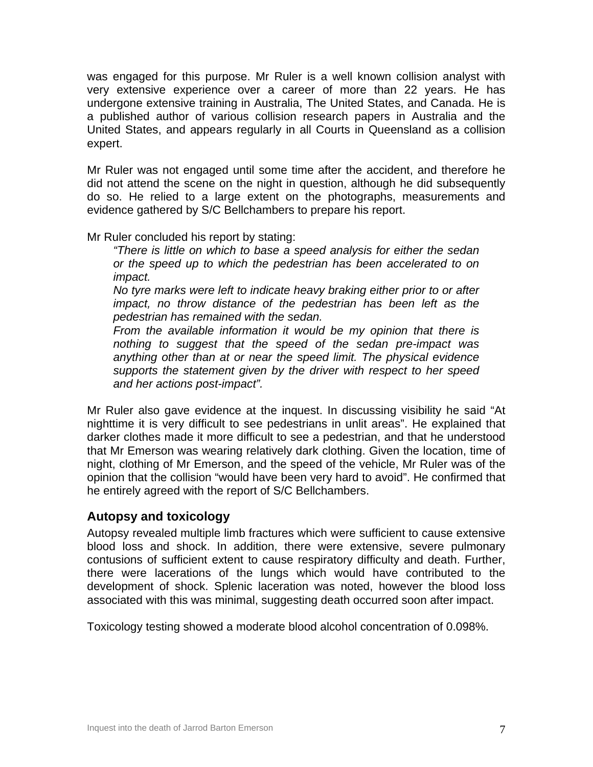was engaged for this purpose. Mr Ruler is a well known collision analyst with very extensive experience over a career of more than 22 years. He has undergone extensive training in Australia, The United States, and Canada. He is a published author of various collision research papers in Australia and the United States, and appears regularly in all Courts in Queensland as a collision expert.

Mr Ruler was not engaged until some time after the accident, and therefore he did not attend the scene on the night in question, although he did subsequently do so. He relied to a large extent on the photographs, measurements and evidence gathered by S/C Bellchambers to prepare his report.

Mr Ruler concluded his report by stating:

> *"There is little on which to base a speed analysis for either the sedan or the speed up to which the pedestrian has been accelerated to on impact.*
>
> *No tyre marks were left to indicate heavy braking either prior to or after impact, no throw distance of the pedestrian has been left as the pedestrian has remained with the sedan.*
>
> *From the available information it would be my opinion that there is nothing to suggest that the speed of the sedan pre-impact was anything other than at or near the speed limit. The physical evidence supports the statement given by the driver with respect to her speed and her actions post-impact".*

Mr Ruler also gave evidence at the inquest. In discussing visibility he said "At nighttime it is very difficult to see pedestrians in unlit areas". He explained that darker clothes made it more difficult to see a pedestrian, and that he understood that Mr Emerson was wearing relatively dark clothing. Given the location, time of night, clothing of Mr Emerson, and the speed of the vehicle, Mr Ruler was of the opinion that the collision "would have been very hard to avoid". He confirmed that he entirely agreed with the report of S/C Bellchambers.

## Autopsy and toxicology

Autopsy revealed multiple limb fractures which were sufficient to cause extensive blood loss and shock. In addition, there were extensive, severe pulmonary contusions of sufficient extent to cause respiratory difficulty and death. Further, there were lacerations of the lungs which would have contributed to the development of shock. Splenic laceration was noted, however the blood loss associated with this was minimal, suggesting death occurred soon after impact.

Toxicology testing showed a moderate blood alcohol concentration of 0.098%.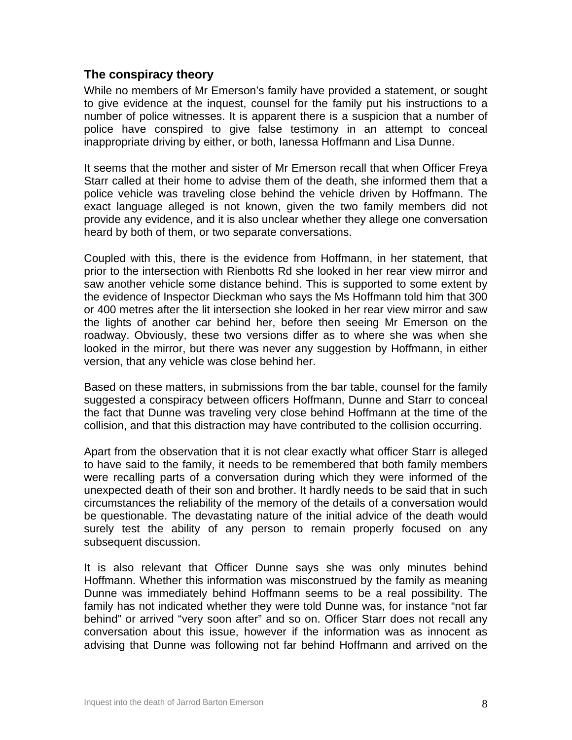### The conspiracy theory

While no members of Mr Emerson's family have provided a statement, or sought to give evidence at the inquest, counsel for the family put his instructions to a number of police witnesses. It is apparent there is a suspicion that a number of police have conspired to give false testimony in an attempt to conceal inappropriate driving by either, or both, Ianessa Hoffmann and Lisa Dunne.

It seems that the mother and sister of Mr Emerson recall that when Officer Freya Starr called at their home to advise them of the death, she informed them that a police vehicle was traveling close behind the vehicle driven by Hoffmann. The exact language alleged is not known, given the two family members did not provide any evidence, and it is also unclear whether they allege one conversation heard by both of them, or two separate conversations.

Coupled with this, there is the evidence from Hoffmann, in her statement, that prior to the intersection with Rienbotts Rd she looked in her rear view mirror and saw another vehicle some distance behind. This is supported to some extent by the evidence of Inspector Dieckman who says the Ms Hoffmann told him that 300 or 400 metres after the lit intersection she looked in her rear view mirror and saw the lights of another car behind her, before then seeing Mr Emerson on the roadway. Obviously, these two versions differ as to where she was when she looked in the mirror, but there was never any suggestion by Hoffmann, in either version, that any vehicle was close behind her.

Based on these matters, in submissions from the bar table, counsel for the family suggested a conspiracy between officers Hoffmann, Dunne and Starr to conceal the fact that Dunne was traveling very close behind Hoffmann at the time of the collision, and that this distraction may have contributed to the collision occurring.

Apart from the observation that it is not clear exactly what officer Starr is alleged to have said to the family, it needs to be remembered that both family members were recalling parts of a conversation during which they were informed of the unexpected death of their son and brother. It hardly needs to be said that in such circumstances the reliability of the memory of the details of a conversation would be questionable. The devastating nature of the initial advice of the death would surely test the ability of any person to remain properly focused on any subsequent discussion.

It is also relevant that Officer Dunne says she was only minutes behind Hoffmann. Whether this information was misconstrued by the family as meaning Dunne was immediately behind Hoffmann seems to be a real possibility. The family has not indicated whether they were told Dunne was, for instance "not far behind" or arrived "very soon after" and so on. Officer Starr does not recall any conversation about this issue, however if the information was as innocent as advising that Dunne was following not far behind Hoffmann and arrived on the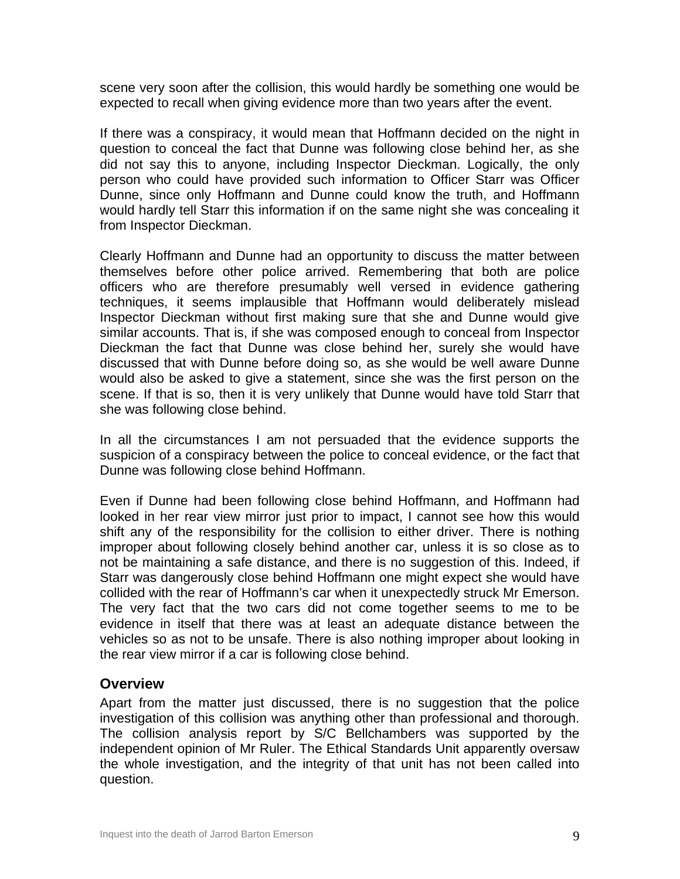scene very soon after the collision, this would hardly be something one would be expected to recall when giving evidence more than two years after the event.

If there was a conspiracy, it would mean that Hoffmann decided on the night in question to conceal the fact that Dunne was following close behind her, as she did not say this to anyone, including Inspector Dieckman. Logically, the only person who could have provided such information to Officer Starr was Officer Dunne, since only Hoffmann and Dunne could know the truth, and Hoffmann would hardly tell Starr this information if on the same night she was concealing it from Inspector Dieckman.

Clearly Hoffmann and Dunne had an opportunity to discuss the matter between themselves before other police arrived. Remembering that both are police officers who are therefore presumably well versed in evidence gathering techniques, it seems implausible that Hoffmann would deliberately mislead Inspector Dieckman without first making sure that she and Dunne would give similar accounts. That is, if she was composed enough to conceal from Inspector Dieckman the fact that Dunne was close behind her, surely she would have discussed that with Dunne before doing so, as she would be well aware Dunne would also be asked to give a statement, since she was the first person on the scene. If that is so, then it is very unlikely that Dunne would have told Starr that she was following close behind.

In all the circumstances I am not persuaded that the evidence supports the suspicion of a conspiracy between the police to conceal evidence, or the fact that Dunne was following close behind Hoffmann.

Even if Dunne had been following close behind Hoffmann, and Hoffmann had looked in her rear view mirror just prior to impact, I cannot see how this would shift any of the responsibility for the collision to either driver. There is nothing improper about following closely behind another car, unless it is so close as to not be maintaining a safe distance, and there is no suggestion of this. Indeed, if Starr was dangerously close behind Hoffmann one might expect she would have collided with the rear of Hoffmann's car when it unexpectedly struck Mr Emerson. The very fact that the two cars did not come together seems to me to be evidence in itself that there was at least an adequate distance between the vehicles so as not to be unsafe. There is also nothing improper about looking in the rear view mirror if a car is following close behind.

## Overview

Apart from the matter just discussed, there is no suggestion that the police investigation of this collision was anything other than professional and thorough. The collision analysis report by S/C Bellchambers was supported by the independent opinion of Mr Ruler. The Ethical Standards Unit apparently oversaw the whole investigation, and the integrity of that unit has not been called into question.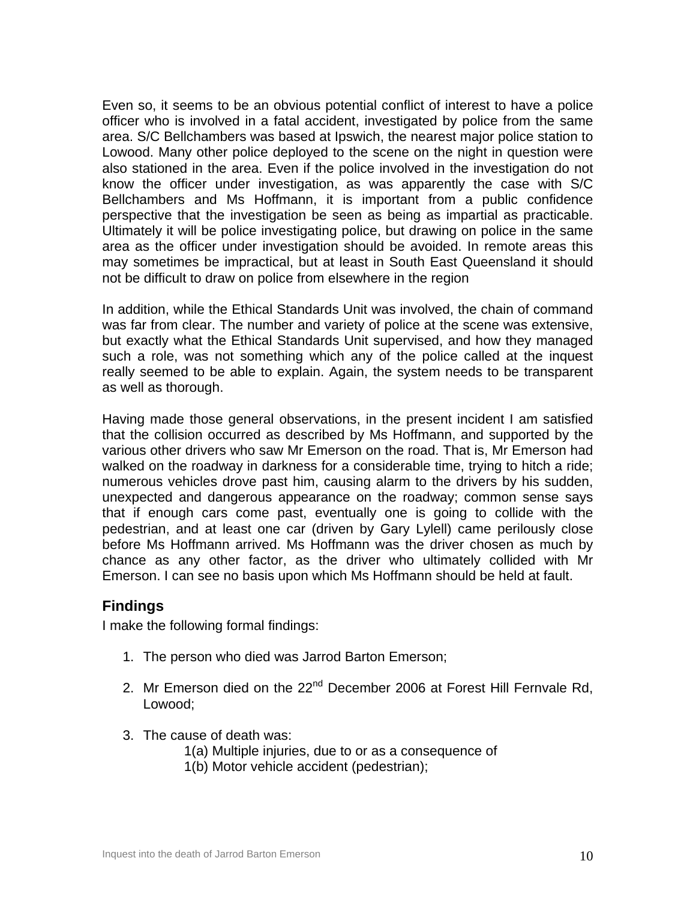Even so, it seems to be an obvious potential conflict of interest to have a police officer who is involved in a fatal accident, investigated by police from the same area. S/C Bellchambers was based at Ipswich, the nearest major police station to Lowood. Many other police deployed to the scene on the night in question were also stationed in the area. Even if the police involved in the investigation do not know the officer under investigation, as was apparently the case with S/C Bellchambers and Ms Hoffmann, it is important from a public confidence perspective that the investigation be seen as being as impartial as practicable. Ultimately it will be police investigating police, but drawing on police in the same area as the officer under investigation should be avoided. In remote areas this may sometimes be impractical, but at least in South East Queensland it should not be difficult to draw on police from elsewhere in the region

In addition, while the Ethical Standards Unit was involved, the chain of command was far from clear. The number and variety of police at the scene was extensive, but exactly what the Ethical Standards Unit supervised, and how they managed such a role, was not something which any of the police called at the inquest really seemed to be able to explain. Again, the system needs to be transparent as well as thorough.

Having made those general observations, in the present incident I am satisfied that the collision occurred as described by Ms Hoffmann, and supported by the various other drivers who saw Mr Emerson on the road. That is, Mr Emerson had walked on the roadway in darkness for a considerable time, trying to hitch a ride; numerous vehicles drove past him, causing alarm to the drivers by his sudden, unexpected and dangerous appearance on the roadway; common sense says that if enough cars come past, eventually one is going to collide with the pedestrian, and at least one car (driven by Gary Lylell) came perilously close before Ms Hoffmann arrived. Ms Hoffmann was the driver chosen as much by chance as any other factor, as the driver who ultimately collided with Mr Emerson. I can see no basis upon which Ms Hoffmann should be held at fault.

## Findings

I make the following formal findings:

1. The person who died was Jarrod Barton Emerson;

2. Mr Emerson died on the 22nd December 2006 at Forest Hill Fernvale Rd, Lowood;

3. The cause of death was:
   1(a) Multiple injuries, due to or as a consequence of
   1(b) Motor vehicle accident (pedestrian);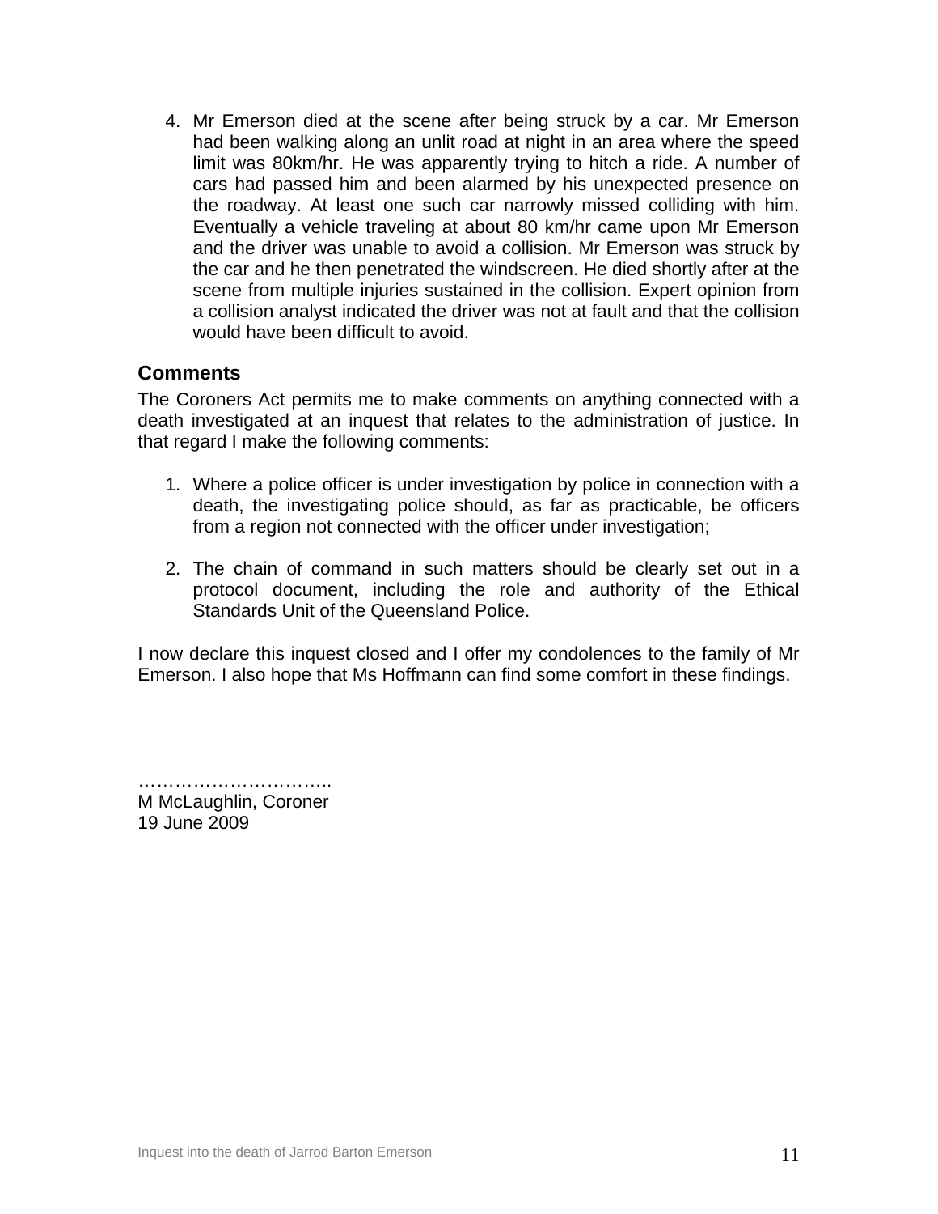4. Mr Emerson died at the scene after being struck by a car. Mr Emerson had been walking along an unlit road at night in an area where the speed limit was 80km/hr. He was apparently trying to hitch a ride. A number of cars had passed him and been alarmed by his unexpected presence on the roadway. At least one such car narrowly missed colliding with him. Eventually a vehicle traveling at about 80 km/hr came upon Mr Emerson and the driver was unable to avoid a collision. Mr Emerson was struck by the car and he then penetrated the windscreen. He died shortly after at the scene from multiple injuries sustained in the collision. Expert opinion from a collision analyst indicated the driver was not at fault and that the collision would have been difficult to avoid.

## Comments

The Coroners Act permits me to make comments on anything connected with a death investigated at an inquest that relates to the administration of justice. In that regard I make the following comments:

1. Where a police officer is under investigation by police in connection with a death, the investigating police should, as far as practicable, be officers from a region not connected with the officer under investigation;

2. The chain of command in such matters should be clearly set out in a protocol document, including the role and authority of the Ethical Standards Unit of the Queensland Police.

I now declare this inquest closed and I offer my condolences to the family of Mr Emerson. I also hope that Ms Hoffmann can find some comfort in these findings.

…………………………..
M McLaughlin, Coroner
19 June 2009